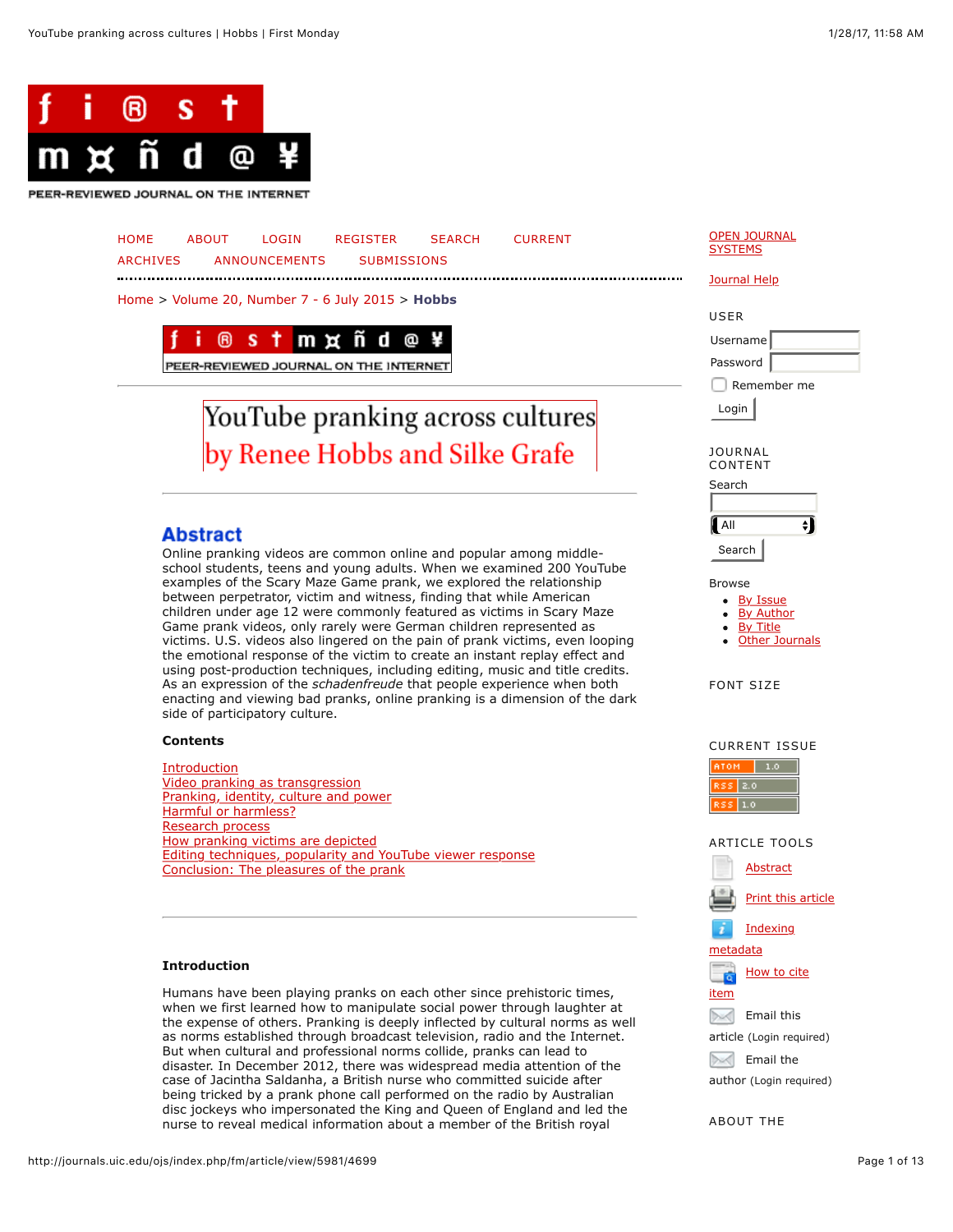# YouTube pranking across cultures

## by Renee Hobbs and Silke Grafe

## Abstract

Online pranking videos are common online and popular among middle-school students, teens and young adults. When we examined 200 YouTube examples of the Scary Maze Game prank, we explored the relationship between perpetrator, victim and witness, finding that while American children under age 12 were commonly featured as victims in Scary Maze Game prank videos, only rarely were German children represented as victims. U.S. videos also lingered on the pain of prank victims, even looping the emotional response of the victim to create an instant replay effect and using post-production techniques, including editing, music and title credits. As an expression of the *schadenfreude* that people experience when both enacting and viewing bad pranks, online pranking is a dimension of the dark side of participatory culture.

**Contents**

- Introduction
- Video pranking as transgression
- Pranking, identity, culture and power
- Harmful or harmless?
- Research process
- How pranking victims are depicted
- Editing techniques, popularity and YouTube viewer response
- Conclusion: The pleasures of the prank

---

**Introduction**

Humans have been playing pranks on each other since prehistoric times, when we first learned how to manipulate social power through laughter at the expense of others. Pranking is deeply inflected by cultural norms as well as norms established through broadcast television, radio and the Internet. But when cultural and professional norms collide, pranks can lead to disaster. In December 2012, there was widespread media attention of the case of Jacintha Saldanha, a British nurse who committed suicide after being tricked by a prank phone call performed on the radio by Australian disc jockeys who impersonated the King and Queen of England and led the nurse to reveal medical information about a member of the British royal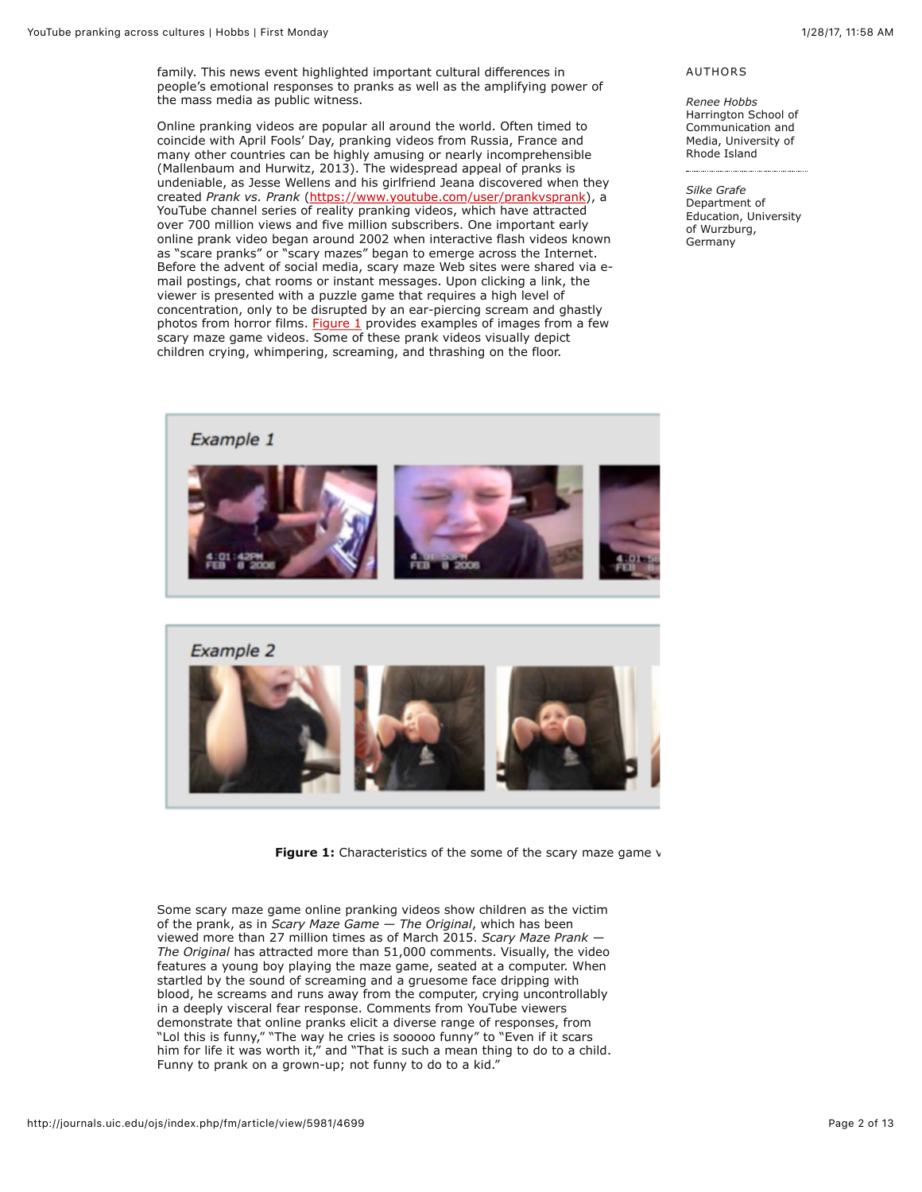family. This news event highlighted important cultural differences in people's emotional responses to pranks as well as the amplifying power of the mass media as public witness.

Online pranking videos are popular all around the world. Often timed to coincide with April Fools' Day, pranking videos from Russia, France and many other countries can be highly amusing or nearly incomprehensible (Mallenbaum and Hurwitz, 2013). The widespread appeal of pranks is undeniable, as Jesse Wellens and his girlfriend Jeana discovered when they created *Prank vs. Prank* (https://www.youtube.com/user/prankvsprank), a YouTube channel series of reality pranking videos, which have attracted over 700 million views and five million subscribers. One important early online prank video began around 2002 when interactive flash videos known as "scare pranks" or "scary mazes" began to emerge across the Internet. Before the advent of social media, scary maze Web sites were shared via e-mail postings, chat rooms or instant messages. Upon clicking a link, the viewer is presented with a puzzle game that requires a high level of concentration, only to be disrupted by an ear-piercing scream and ghastly photos from horror films. Figure 1 provides examples of images from a few scary maze game videos. Some of these prank videos visually depict children crying, whimpering, screaming, and thrashing on the floor.

Example 1

Example 2

**Figure 1:** Characteristics of the some of the scary maze game v

Some scary maze game online pranking videos show children as the victim of the prank, as in *Scary Maze Game — The Original*, which has been viewed more than 27 million times as of March 2015. *Scary Maze Prank — The Original* has attracted more than 51,000 comments. Visually, the video features a young boy playing the maze game, seated at a computer. When startled by the sound of screaming and a gruesome face dripping with blood, he screams and runs away from the computer, crying uncontrollably in a deeply visceral fear response. Comments from YouTube viewers demonstrate that online pranks elicit a diverse range of responses, from "Lol this is funny," "The way he cries is sooooo funny" to "Even if it scars him for life it was worth it," and "That is such a mean thing to do to a child. Funny to prank on a grown-up; not funny to do to a kid."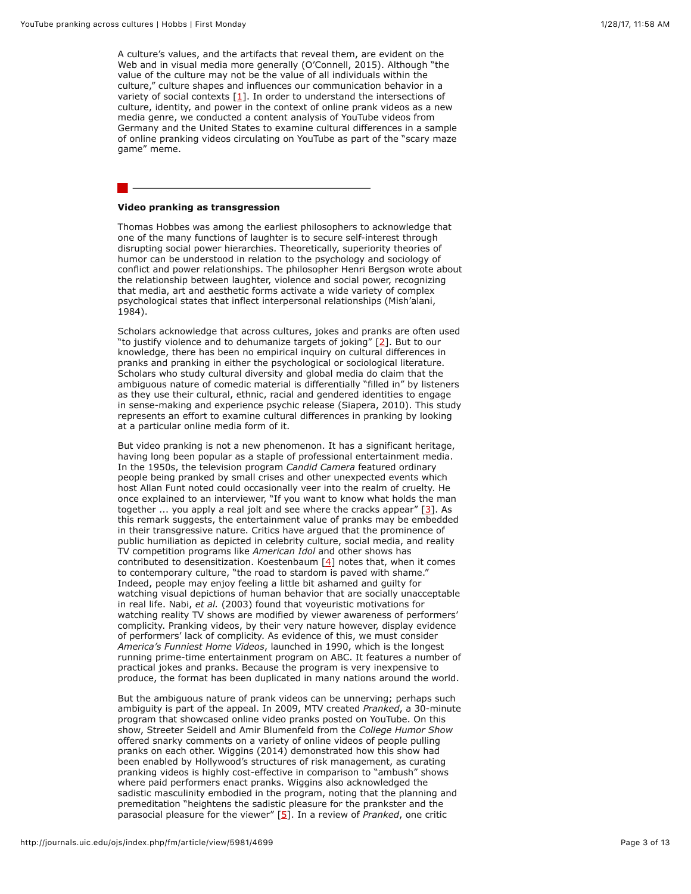A culture's values, and the artifacts that reveal them, are evident on the Web and in visual media more generally (O'Connell, 2015). Although "the value of the culture may not be the value of all individuals within the culture," culture shapes and influences our communication behavior in a variety of social contexts [1]. In order to understand the intersections of culture, identity, and power in the context of online prank videos as a new media genre, we conducted a content analysis of YouTube videos from Germany and the United States to examine cultural differences in a sample of online pranking videos circulating on YouTube as part of the "scary maze game" meme.

---

**Video pranking as transgression**

Thomas Hobbes was among the earliest philosophers to acknowledge that one of the many functions of laughter is to secure self-interest through disrupting social power hierarchies. Theoretically, superiority theories of humor can be understood in relation to the psychology and sociology of conflict and power relationships. The philosopher Henri Bergson wrote about the relationship between laughter, violence and social power, recognizing that media, art and aesthetic forms activate a wide variety of complex psychological states that inflect interpersonal relationships (Mish'alani, 1984).

Scholars acknowledge that across cultures, jokes and pranks are often used "to justify violence and to dehumanize targets of joking" [2]. But to our knowledge, there has been no empirical inquiry on cultural differences in pranks and pranking in either the psychological or sociological literature. Scholars who study cultural diversity and global media do claim that the ambiguous nature of comedic material is differentially "filled in" by listeners as they use their cultural, ethnic, racial and gendered identities to engage in sense-making and experience psychic release (Siapera, 2010). This study represents an effort to examine cultural differences in pranking by looking at a particular online media form of it.

But video pranking is not a new phenomenon. It has a significant heritage, having long been popular as a staple of professional entertainment media. In the 1950s, the television program *Candid Camera* featured ordinary people being pranked by small crises and other unexpected events which host Allan Funt noted could occasionally veer into the realm of cruelty. He once explained to an interviewer, "If you want to know what holds the man together ... you apply a real jolt and see where the cracks appear" [3]. As this remark suggests, the entertainment value of pranks may be embedded in their transgressive nature. Critics have argued that the prominence of public humiliation as depicted in celebrity culture, social media, and reality TV competition programs like *American Idol* and other shows has contributed to desensitization. Koestenbaum [4] notes that, when it comes to contemporary culture, "the road to stardom is paved with shame." Indeed, people may enjoy feeling a little bit ashamed and guilty for watching visual depictions of human behavior that are socially unacceptable in real life. Nabi, *et al.* (2003) found that voyeuristic motivations for watching reality TV shows are modified by viewer awareness of performers' complicity. Pranking videos, by their very nature however, display evidence of performers' lack of complicity. As evidence of this, we must consider *America's Funniest Home Videos*, launched in 1990, which is the longest running prime-time entertainment program on ABC. It features a number of practical jokes and pranks. Because the program is very inexpensive to produce, the format has been duplicated in many nations around the world.

But the ambiguous nature of prank videos can be unnerving; perhaps such ambiguity is part of the appeal. In 2009, MTV created *Pranked*, a 30-minute program that showcased online video pranks posted on YouTube. On this show, Streeter Seidell and Amir Blumenfeld from the *College Humor Show* offered snarky comments on a variety of online videos of people pulling pranks on each other. Wiggins (2014) demonstrated how this show had been enabled by Hollywood's structures of risk management, as curating pranking videos is highly cost-effective in comparison to "ambush" shows where paid performers enact pranks. Wiggins also acknowledged the sadistic masculinity embodied in the program, noting that the planning and premeditation "heightens the sadistic pleasure for the prankster and the parasocial pleasure for the viewer" [5]. In a review of *Pranked*, one critic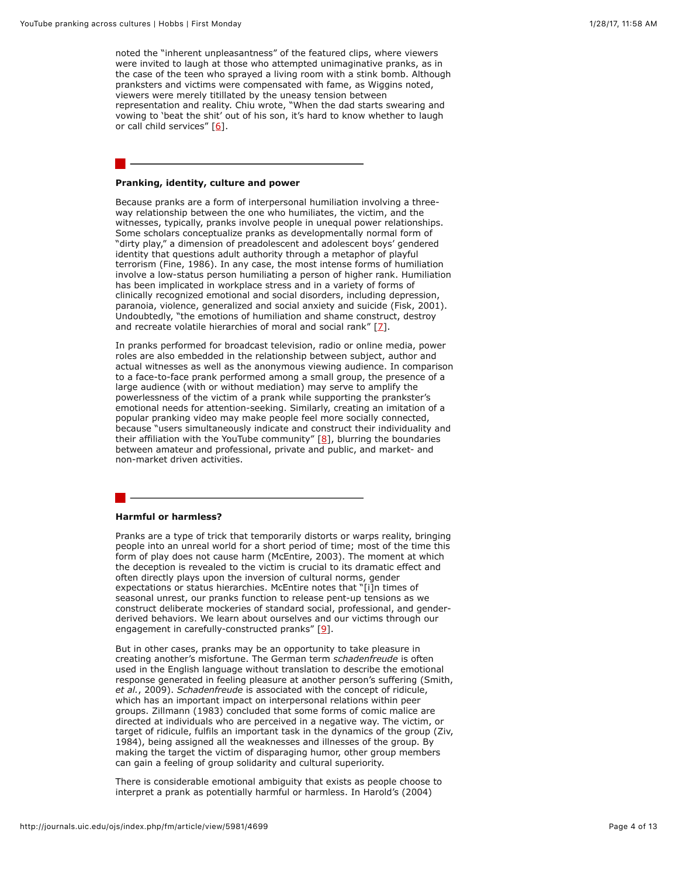noted the "inherent unpleasantness" of the featured clips, where viewers were invited to laugh at those who attempted unimaginative pranks, as in the case of the teen who sprayed a living room with a stink bomb. Although pranksters and victims were compensated with fame, as Wiggins noted, viewers were merely titillated by the uneasy tension between representation and reality. Chiu wrote, "When the dad starts swearing and vowing to 'beat the shit' out of his son, it's hard to know whether to laugh or call child services" [6].

**Pranking, identity, culture and power**

Because pranks are a form of interpersonal humiliation involving a three-way relationship between the one who humiliates, the victim, and the witnesses, typically, pranks involve people in unequal power relationships. Some scholars conceptualize pranks as developmentally normal form of "dirty play," a dimension of preadolescent and adolescent boys' gendered identity that questions adult authority through a metaphor of playful terrorism (Fine, 1986). In any case, the most intense forms of humiliation involve a low-status person humiliating a person of higher rank. Humiliation has been implicated in workplace stress and in a variety of forms of clinically recognized emotional and social disorders, including depression, paranoia, violence, generalized and social anxiety and suicide (Fisk, 2001). Undoubtedly, "the emotions of humiliation and shame construct, destroy and recreate volatile hierarchies of moral and social rank" [7].

In pranks performed for broadcast television, radio or online media, power roles are also embedded in the relationship between subject, author and actual witnesses as well as the anonymous viewing audience. In comparison to a face-to-face prank performed among a small group, the presence of a large audience (with or without mediation) may serve to amplify the powerlessness of the victim of a prank while supporting the prankster's emotional needs for attention-seeking. Similarly, creating an imitation of a popular pranking video may make people feel more socially connected, because "users simultaneously indicate and construct their individuality and their affiliation with the YouTube community" [8], blurring the boundaries between amateur and professional, private and public, and market- and non-market driven activities.

**Harmful or harmless?**

Pranks are a type of trick that temporarily distorts or warps reality, bringing people into an unreal world for a short period of time; most of the time this form of play does not cause harm (McEntire, 2003). The moment at which the deception is revealed to the victim is crucial to its dramatic effect and often directly plays upon the inversion of cultural norms, gender expectations or status hierarchies. McEntire notes that "[i]n times of seasonal unrest, our pranks function to release pent-up tensions as we construct deliberate mockeries of standard social, professional, and gender-derived behaviors. We learn about ourselves and our victims through our engagement in carefully-constructed pranks" [9].

But in other cases, pranks may be an opportunity to take pleasure in creating another's misfortune. The German term *schadenfreude* is often used in the English language without translation to describe the emotional response generated in feeling pleasure at another person's suffering (Smith, *et al.*, 2009). *Schadenfreude* is associated with the concept of ridicule, which has an important impact on interpersonal relations within peer groups. Zillmann (1983) concluded that some forms of comic malice are directed at individuals who are perceived in a negative way. The victim, or target of ridicule, fulfils an important task in the dynamics of the group (Ziv, 1984), being assigned all the weaknesses and illnesses of the group. By making the target the victim of disparaging humor, other group members can gain a feeling of group solidarity and cultural superiority.

There is considerable emotional ambiguity that exists as people choose to interpret a prank as potentially harmful or harmless. In Harold's (2004)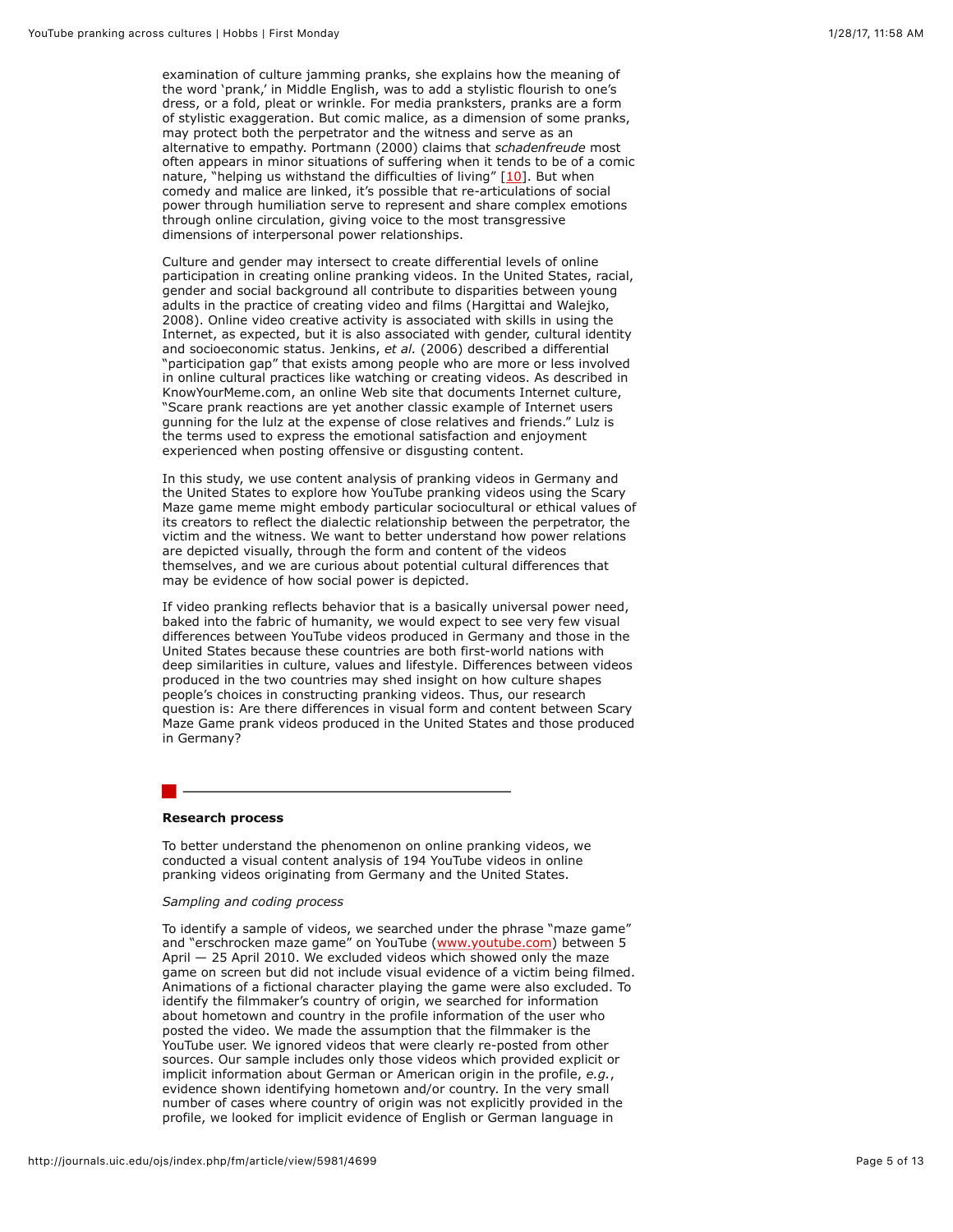examination of culture jamming pranks, she explains how the meaning of the word 'prank,' in Middle English, was to add a stylistic flourish to one's dress, or a fold, pleat or wrinkle. For media pranksters, pranks are a form of stylistic exaggeration. But comic malice, as a dimension of some pranks, may protect both the perpetrator and the witness and serve as an alternative to empathy. Portmann (2000) claims that *schadenfreude* most often appears in minor situations of suffering when it tends to be of a comic nature, "helping us withstand the difficulties of living" [10]. But when comedy and malice are linked, it's possible that re-articulations of social power through humiliation serve to represent and share complex emotions through online circulation, giving voice to the most transgressive dimensions of interpersonal power relationships.

Culture and gender may intersect to create differential levels of online participation in creating online pranking videos. In the United States, racial, gender and social background all contribute to disparities between young adults in the practice of creating video and films (Hargittai and Walejko, 2008). Online video creative activity is associated with skills in using the Internet, as expected, but it is also associated with gender, cultural identity and socioeconomic status. Jenkins, *et al.* (2006) described a differential "participation gap" that exists among people who are more or less involved in online cultural practices like watching or creating videos. As described in KnowYourMeme.com, an online Web site that documents Internet culture, "Scare prank reactions are yet another classic example of Internet users gunning for the lulz at the expense of close relatives and friends." Lulz is the terms used to express the emotional satisfaction and enjoyment experienced when posting offensive or disgusting content.

In this study, we use content analysis of pranking videos in Germany and the United States to explore how YouTube pranking videos using the Scary Maze game meme might embody particular sociocultural or ethical values of its creators to reflect the dialectic relationship between the perpetrator, the victim and the witness. We want to better understand how power relations are depicted visually, through the form and content of the videos themselves, and we are curious about potential cultural differences that may be evidence of how social power is depicted.

If video pranking reflects behavior that is a basically universal power need, baked into the fabric of humanity, we would expect to see very few visual differences between YouTube videos produced in Germany and those in the United States because these countries are both first-world nations with deep similarities in culture, values and lifestyle. Differences between videos produced in the two countries may shed insight on how culture shapes people's choices in constructing pranking videos. Thus, our research question is: Are there differences in visual form and content between Scary Maze Game prank videos produced in the United States and those produced in Germany?

## Research process

To better understand the phenomenon on online pranking videos, we conducted a visual content analysis of 194 YouTube videos in online pranking videos originating from Germany and the United States.

*Sampling and coding process*

To identify a sample of videos, we searched under the phrase "maze game" and "erschrocken maze game" on YouTube (www.youtube.com) between 5 April — 25 April 2010. We excluded videos which showed only the maze game on screen but did not include visual evidence of a victim being filmed. Animations of a fictional character playing the game were also excluded. To identify the filmmaker's country of origin, we searched for information about hometown and country in the profile information of the user who posted the video. We made the assumption that the filmmaker is the YouTube user. We ignored videos that were clearly re-posted from other sources. Our sample includes only those videos which provided explicit or implicit information about German or American origin in the profile, *e.g.*, evidence shown identifying hometown and/or country. In the very small number of cases where country of origin was not explicitly provided in the profile, we looked for implicit evidence of English or German language in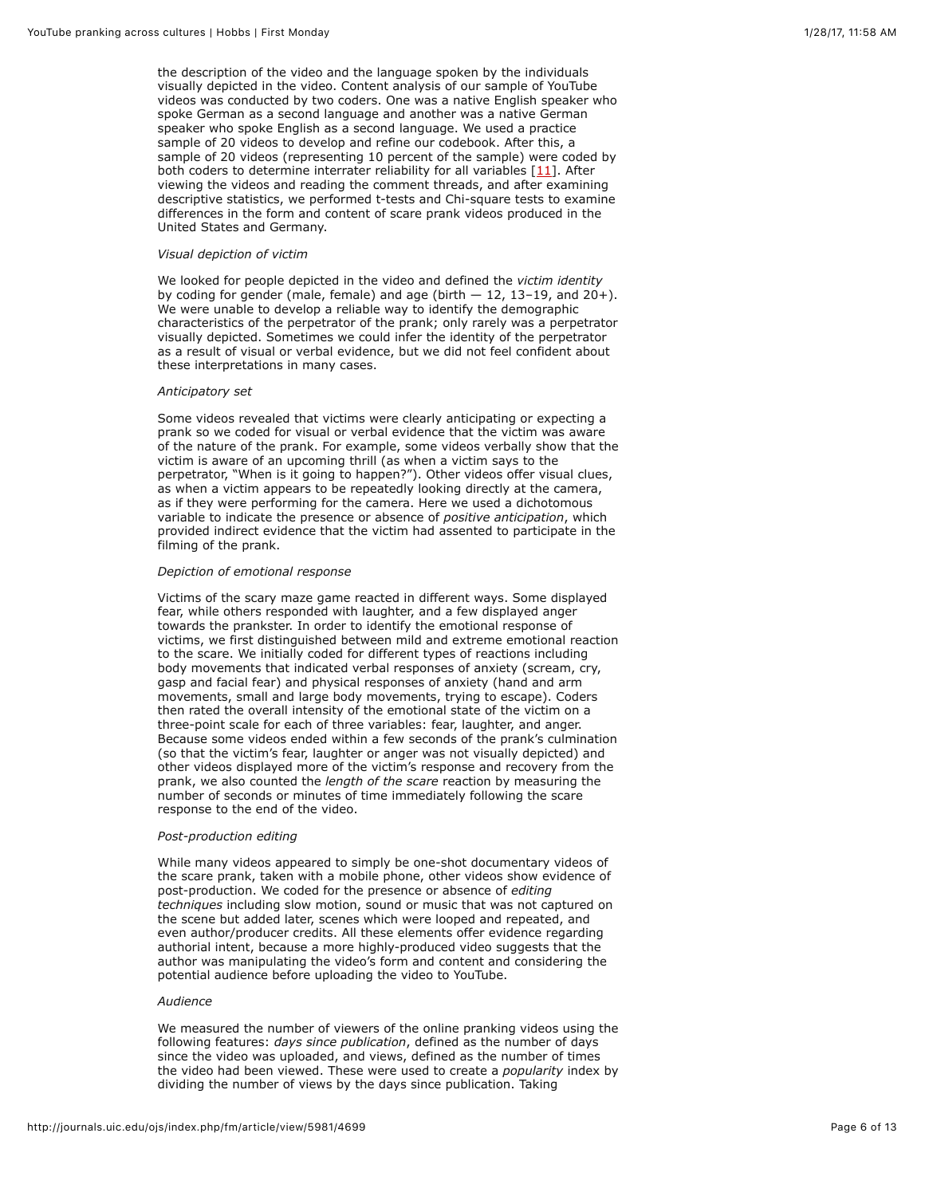the description of the video and the language spoken by the individuals visually depicted in the video. Content analysis of our sample of YouTube videos was conducted by two coders. One was a native English speaker who spoke German as a second language and another was a native German speaker who spoke English as a second language. We used a practice sample of 20 videos to develop and refine our codebook. After this, a sample of 20 videos (representing 10 percent of the sample) were coded by both coders to determine interrater reliability for all variables [11]. After viewing the videos and reading the comment threads, and after examining descriptive statistics, we performed t-tests and Chi-square tests to examine differences in the form and content of scare prank videos produced in the United States and Germany.

*Visual depiction of victim*

We looked for people depicted in the video and defined the *victim identity* by coding for gender (male, female) and age (birth — 12, 13–19, and 20+). We were unable to develop a reliable way to identify the demographic characteristics of the perpetrator of the prank; only rarely was a perpetrator visually depicted. Sometimes we could infer the identity of the perpetrator as a result of visual or verbal evidence, but we did not feel confident about these interpretations in many cases.

*Anticipatory set*

Some videos revealed that victims were clearly anticipating or expecting a prank so we coded for visual or verbal evidence that the victim was aware of the nature of the prank. For example, some videos verbally show that the victim is aware of an upcoming thrill (as when a victim says to the perpetrator, "When is it going to happen?"). Other videos offer visual clues, as when a victim appears to be repeatedly looking directly at the camera, as if they were performing for the camera. Here we used a dichotomous variable to indicate the presence or absence of *positive anticipation*, which provided indirect evidence that the victim had assented to participate in the filming of the prank.

*Depiction of emotional response*

Victims of the scary maze game reacted in different ways. Some displayed fear, while others responded with laughter, and a few displayed anger towards the prankster. In order to identify the emotional response of victims, we first distinguished between mild and extreme emotional reaction to the scare. We initially coded for different types of reactions including body movements that indicated verbal responses of anxiety (scream, cry, gasp and facial fear) and physical responses of anxiety (hand and arm movements, small and large body movements, trying to escape). Coders then rated the overall intensity of the emotional state of the victim on a three-point scale for each of three variables: fear, laughter, and anger. Because some videos ended within a few seconds of the prank's culmination (so that the victim's fear, laughter or anger was not visually depicted) and other videos displayed more of the victim's response and recovery from the prank, we also counted the *length of the scare* reaction by measuring the number of seconds or minutes of time immediately following the scare response to the end of the video.

*Post-production editing*

While many videos appeared to simply be one-shot documentary videos of the scare prank, taken with a mobile phone, other videos show evidence of post-production. We coded for the presence or absence of *editing techniques* including slow motion, sound or music that was not captured on the scene but added later, scenes which were looped and repeated, and even author/producer credits. All these elements offer evidence regarding authorial intent, because a more highly-produced video suggests that the author was manipulating the video's form and content and considering the potential audience before uploading the video to YouTube.

*Audience*

We measured the number of viewers of the online pranking videos using the following features: *days since publication*, defined as the number of days since the video was uploaded, and views, defined as the number of times the video had been viewed. These were used to create a *popularity* index by dividing the number of views by the days since publication. Taking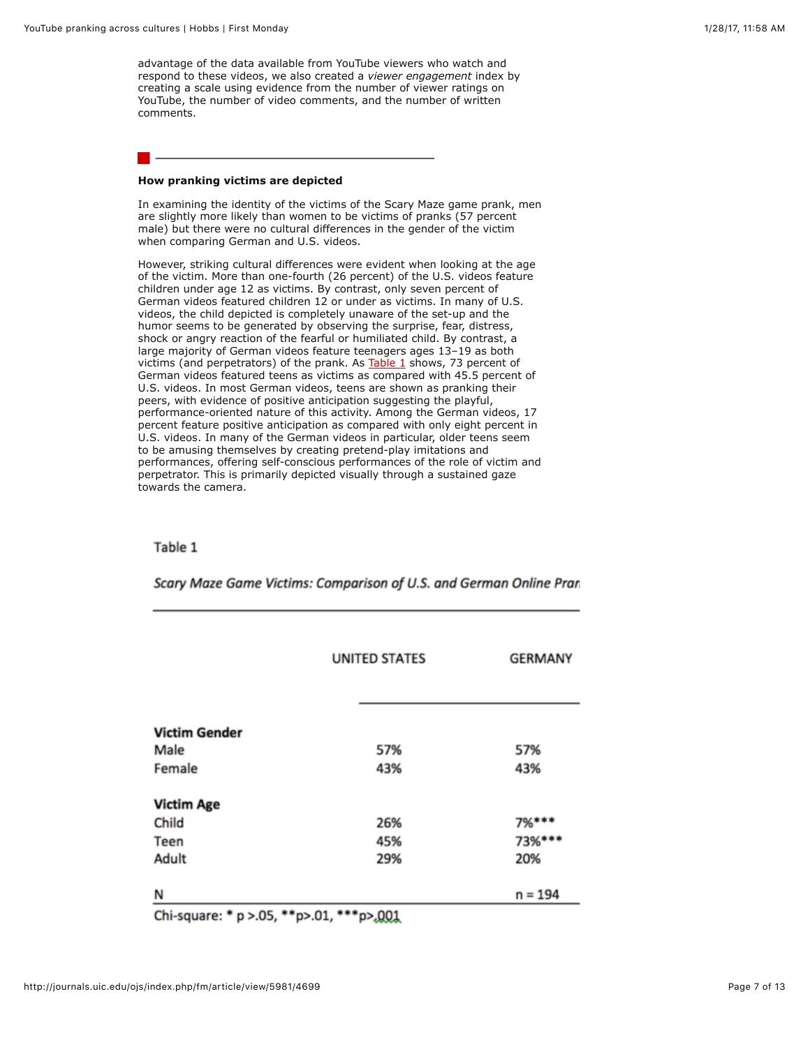advantage of the data available from YouTube viewers who watch and respond to these videos, we also created a *viewer engagement* index by creating a scale using evidence from the number of viewer ratings on YouTube, the number of video comments, and the number of written comments.

### How pranking victims are depicted

In examining the identity of the victims of the Scary Maze game prank, men are slightly more likely than women to be victims of pranks (57 percent male) but there were no cultural differences in the gender of the victim when comparing German and U.S. videos.

However, striking cultural differences were evident when looking at the age of the victim. More than one-fourth (26 percent) of the U.S. videos feature children under age 12 as victims. By contrast, only seven percent of German videos featured children 12 or under as victims. In many of U.S. videos, the child depicted is completely unaware of the set-up and the humor seems to be generated by observing the surprise, fear, distress, shock or angry reaction of the fearful or humiliated child. By contrast, a large majority of German videos feature teenagers ages 13–19 as both victims (and perpetrators) of the prank. As Table 1 shows, 73 percent of German videos featured teens as victims as compared with 45.5 percent of U.S. videos. In most German videos, teens are shown as pranking their peers, with evidence of positive anticipation suggesting the playful, performance-oriented nature of this activity. Among the German videos, 17 percent feature positive anticipation as compared with only eight percent in U.S. videos. In many of the German videos in particular, older teens seem to be amusing themselves by creating pretend-play imitations and performances, offering self-conscious performances of the role of victim and perpetrator. This is primarily depicted visually through a sustained gaze towards the camera.

Table 1

*Scary Maze Game Victims: Comparison of U.S. and German Online Pran*

| | UNITED STATES | GERMANY |
|---|---|---|
| **Victim Gender** | | |
| Male | 57% | 57% |
| Female | 43% | 43% |
| **Victim Age** | | |
| Child | 26% | 7%*** |
| Teen | 45% | 73%*** |
| Adult | 29% | 20% |
| N | | n = 194 |

Chi-square: * p >.05, **p>.01, ***p>.001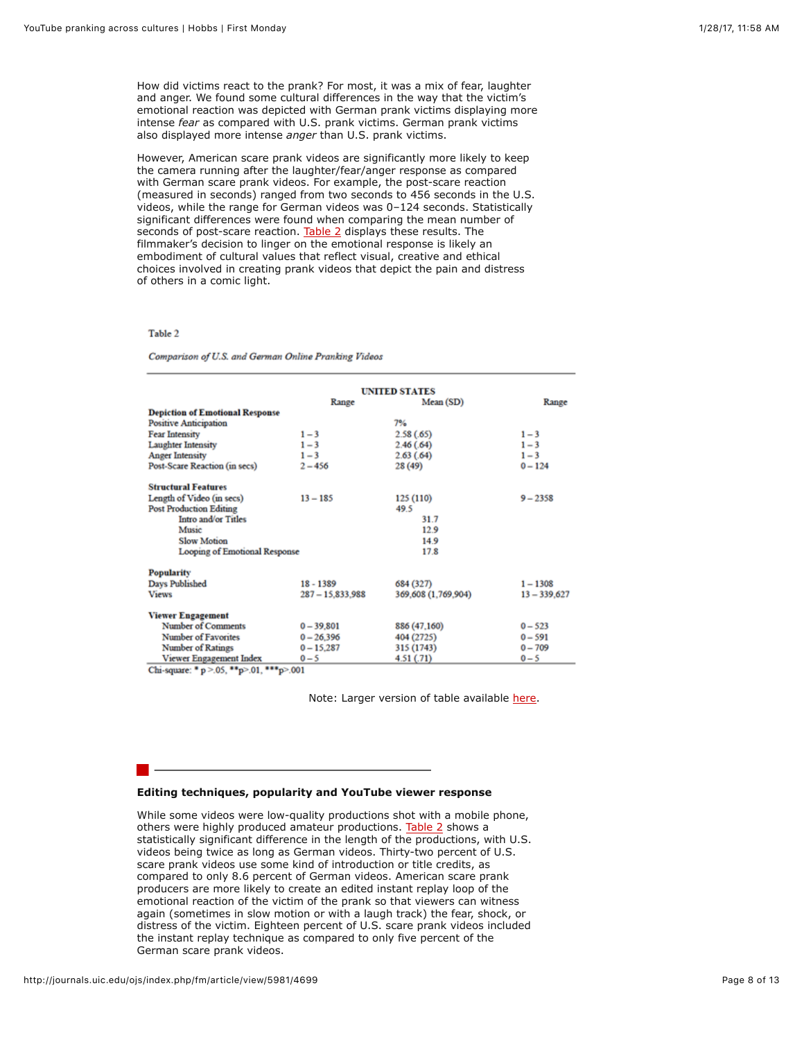How did victims react to the prank? For most, it was a mix of fear, laughter and anger. We found some cultural differences in the way that the victim's emotional reaction was depicted with German prank victims displaying more intense *fear* as compared with U.S. prank victims. German prank victims also displayed more intense *anger* than U.S. prank victims.

However, American scare prank videos are significantly more likely to keep the camera running after the laughter/fear/anger response as compared with German scare prank videos. For example, the post-scare reaction (measured in seconds) ranged from two seconds to 456 seconds in the U.S. videos, while the range for German videos was 0–124 seconds. Statistically significant differences were found when comparing the mean number of seconds of post-scare reaction. Table 2 displays these results. The filmmaker's decision to linger on the emotional response is likely an embodiment of cultural values that reflect visual, creative and ethical choices involved in creating prank videos that depict the pain and distress of others in a comic light.

Table 2

*Comparison of U.S. and German Online Pranking Videos*

| | UNITED STATES | | |
|---|---|---|---|
| | Range | Mean (SD) | Range |
| **Depiction of Emotional Response** | | | |
| Positive Anticipation | | 7% | |
| Fear Intensity | 1 – 3 | 2.58 (.65) | 1 – 3 |
| Laughter Intensity | 1 – 3 | 2.46 (.64) | 1 – 3 |
| Anger Intensity | 1 – 3 | 2.63 (.64) | 1 – 3 |
| Post-Scare Reaction (in secs) | 2 – 456 | 28 (49) | 0 – 124 |
| **Structural Features** | | | |
| Length of Video (in secs) | 13 – 185 | 125 (110) | 9 – 2358 |
| Post Production Editing | | 49.5 | |
| Intro and/or Titles | | 31.7 | |
| Music | | 12.9 | |
| Slow Motion | | 14.9 | |
| Looping of Emotional Response | | 17.8 | |
| **Popularity** | | | |
| Days Published | 18 - 1389 | 684 (327) | 1 – 1308 |
| Views | 287 – 15,833,988 | 369,608 (1,769,904) | 13 – 339,627 |
| **Viewer Engagement** | | | |
| Number of Comments | 0 – 39,801 | 886 (47,160) | 0 – 523 |
| Number of Favorites | 0 – 26,396 | 404 (2725) | 0 – 591 |
| Number of Ratings | 0 – 15,287 | 315 (1743) | 0 – 709 |
| Viewer Engagement Index | 0 – 5 | 4.51 (.71) | 0 – 5 |

Chi-square: * p >.05, **p>.01, ***p>.001

Note: Larger version of table available here.

### Editing techniques, popularity and YouTube viewer response

While some videos were low-quality productions shot with a mobile phone, others were highly produced amateur productions. Table 2 shows a statistically significant difference in the length of the productions, with U.S. videos being twice as long as German videos. Thirty-two percent of U.S. scare prank videos use some kind of introduction or title credits, as compared to only 8.6 percent of German videos. American scare prank producers are more likely to create an edited instant replay loop of the emotional reaction of the victim of the prank so that viewers can witness again (sometimes in slow motion or with a laugh track) the fear, shock, or distress of the victim. Eighteen percent of U.S. scare prank videos included the instant replay technique as compared to only five percent of the German scare prank videos.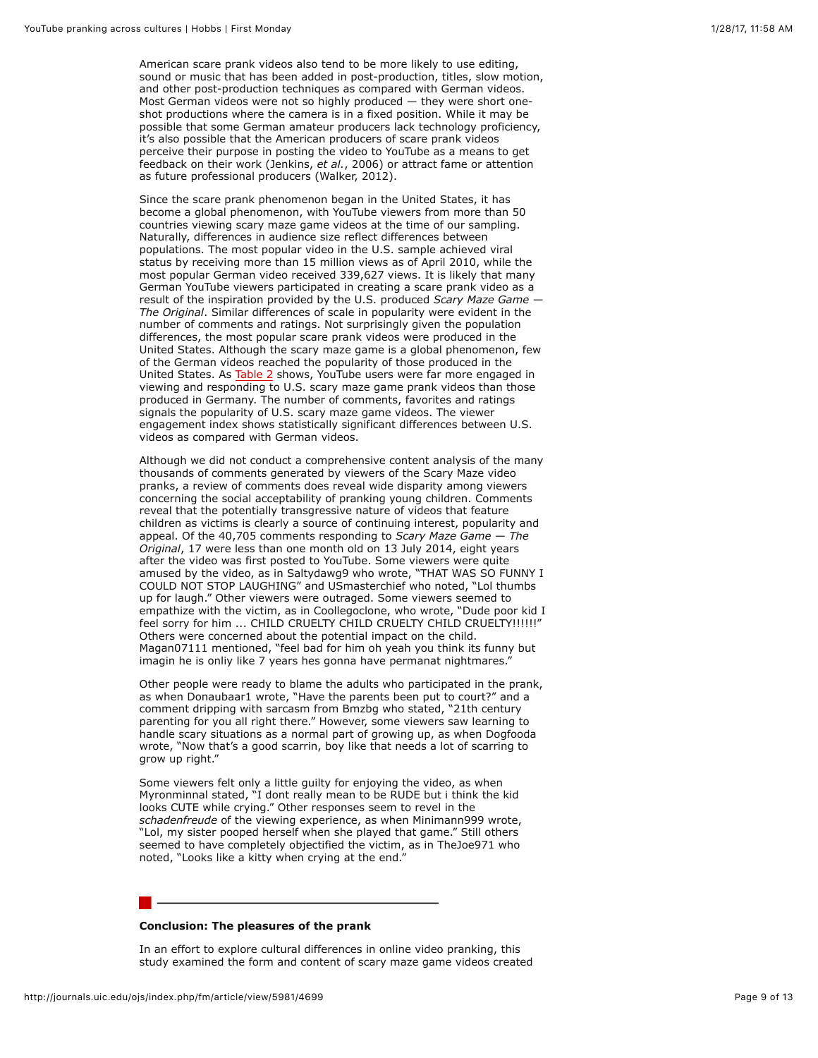American scare prank videos also tend to be more likely to use editing, sound or music that has been added in post-production, titles, slow motion, and other post-production techniques as compared with German videos. Most German videos were not so highly produced — they were short one-shot productions where the camera is in a fixed position. While it may be possible that some German amateur producers lack technology proficiency, it's also possible that the American producers of scare prank videos perceive their purpose in posting the video to YouTube as a means to get feedback on their work (Jenkins, *et al.*, 2006) or attract fame or attention as future professional producers (Walker, 2012).

Since the scare prank phenomenon began in the United States, it has become a global phenomenon, with YouTube viewers from more than 50 countries viewing scary maze game videos at the time of our sampling. Naturally, differences in audience size reflect differences between populations. The most popular video in the U.S. sample achieved viral status by receiving more than 15 million views as of April 2010, while the most popular German video received 339,627 views. It is likely that many German YouTube viewers participated in creating a scare prank video as a result of the inspiration provided by the U.S. produced *Scary Maze Game — The Original*. Similar differences of scale in popularity were evident in the number of comments and ratings. Not surprisingly given the population differences, the most popular scare prank videos were produced in the United States. Although the scary maze game is a global phenomenon, few of the German videos reached the popularity of those produced in the United States. As Table 2 shows, YouTube users were far more engaged in viewing and responding to U.S. scary maze game prank videos than those produced in Germany. The number of comments, favorites and ratings signals the popularity of U.S. scary maze game videos. The viewer engagement index shows statistically significant differences between U.S. videos as compared with German videos.

Although we did not conduct a comprehensive content analysis of the many thousands of comments generated by viewers of the Scary Maze video pranks, a review of comments does reveal wide disparity among viewers concerning the social acceptability of pranking young children. Comments reveal that the potentially transgressive nature of videos that feature children as victims is clearly a source of continuing interest, popularity and appeal. Of the 40,705 comments responding to *Scary Maze Game — The Original*, 17 were less than one month old on 13 July 2014, eight years after the video was first posted to YouTube. Some viewers were quite amused by the video, as in Saltydawg9 who wrote, "THAT WAS SO FUNNY I COULD NOT STOP LAUGHING" and USmasterchief who noted, "Lol thumbs up for laugh." Other viewers were outraged. Some viewers seemed to empathize with the victim, as in Coollegoclone, who wrote, "Dude poor kid I feel sorry for him ... CHILD CRUELTY CHILD CRUELTY CHILD CRUELTY!!!!!!" Others were concerned about the potential impact on the child. Magan07111 mentioned, "feel bad for him oh yeah you think its funny but imagin he is onliy like 7 years hes gonna have permanat nightmares."

Other people were ready to blame the adults who participated in the prank, as when Donaubaar1 wrote, "Have the parents been put to court?" and a comment dripping with sarcasm from Bmzbg who stated, "21th century parenting for you all right there." However, some viewers saw learning to handle scary situations as a normal part of growing up, as when Dogfooda wrote, "Now that's a good scarrin, boy like that needs a lot of scarring to grow up right."

Some viewers felt only a little guilty for enjoying the video, as when Myronminnal stated, "I dont really mean to be RUDE but i think the kid looks CUTE while crying." Other responses seem to revel in the *schadenfreude* of the viewing experience, as when Minimann999 wrote, "Lol, my sister pooped herself when she played that game." Still others seemed to have completely objectified the victim, as in TheJoe971 who noted, "Looks like a kitty when crying at the end."

---

**Conclusion: The pleasures of the prank**

In an effort to explore cultural differences in online video pranking, this study examined the form and content of scary maze game videos created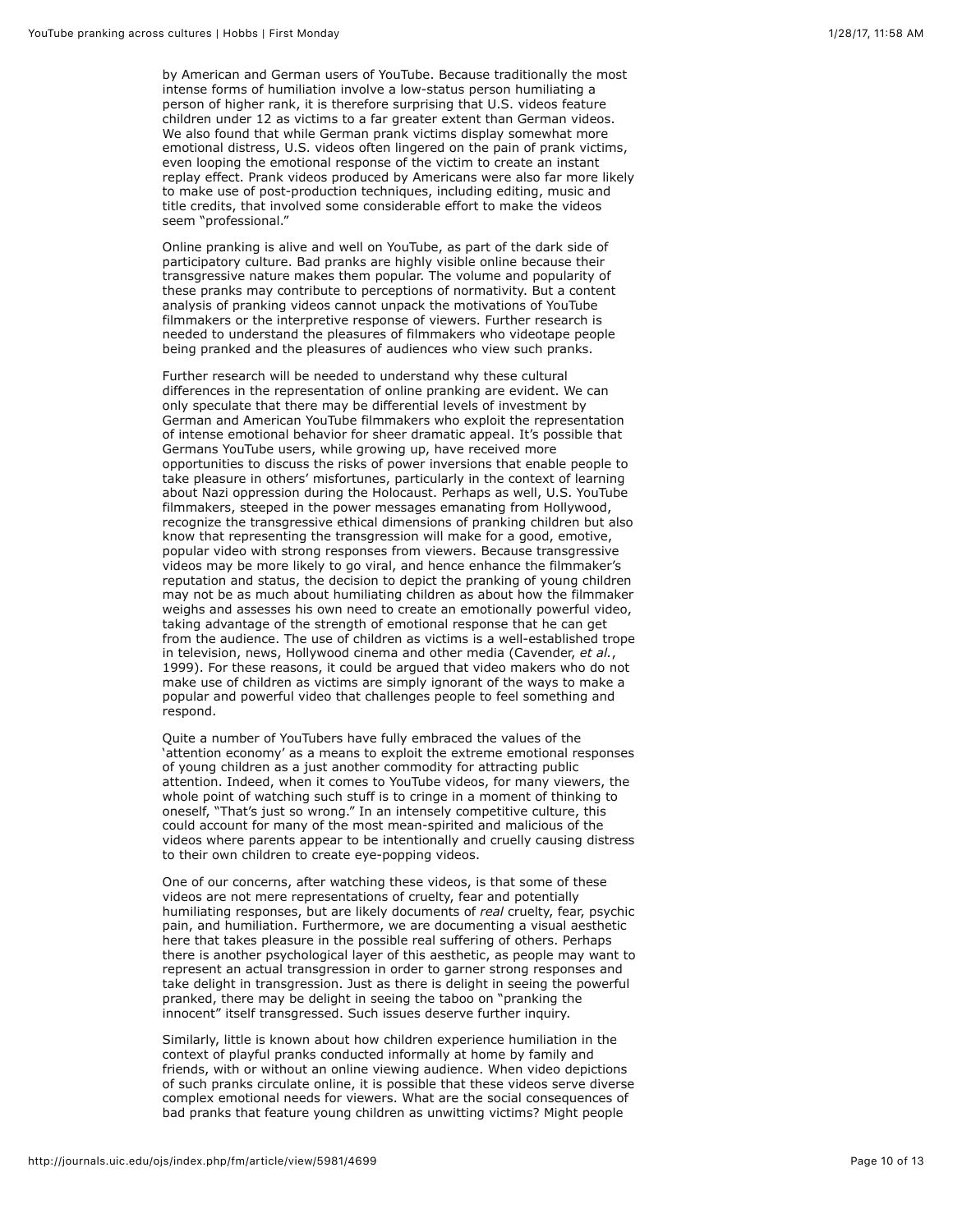by American and German users of YouTube. Because traditionally the most intense forms of humiliation involve a low-status person humiliating a person of higher rank, it is therefore surprising that U.S. videos feature children under 12 as victims to a far greater extent than German videos. We also found that while German prank victims display somewhat more emotional distress, U.S. videos often lingered on the pain of prank victims, even looping the emotional response of the victim to create an instant replay effect. Prank videos produced by Americans were also far more likely to make use of post-production techniques, including editing, music and title credits, that involved some considerable effort to make the videos seem "professional."

Online pranking is alive and well on YouTube, as part of the dark side of participatory culture. Bad pranks are highly visible online because their transgressive nature makes them popular. The volume and popularity of these pranks may contribute to perceptions of normativity. But a content analysis of pranking videos cannot unpack the motivations of YouTube filmmakers or the interpretive response of viewers. Further research is needed to understand the pleasures of filmmakers who videotape people being pranked and the pleasures of audiences who view such pranks.

Further research will be needed to understand why these cultural differences in the representation of online pranking are evident. We can only speculate that there may be differential levels of investment by German and American YouTube filmmakers who exploit the representation of intense emotional behavior for sheer dramatic appeal. It's possible that Germans YouTube users, while growing up, have received more opportunities to discuss the risks of power inversions that enable people to take pleasure in others' misfortunes, particularly in the context of learning about Nazi oppression during the Holocaust. Perhaps as well, U.S. YouTube filmmakers, steeped in the power messages emanating from Hollywood, recognize the transgressive ethical dimensions of pranking children but also know that representing the transgression will make for a good, emotive, popular video with strong responses from viewers. Because transgressive videos may be more likely to go viral, and hence enhance the filmmaker's reputation and status, the decision to depict the pranking of young children may not be as much about humiliating children as about how the filmmaker weighs and assesses his own need to create an emotionally powerful video, taking advantage of the strength of emotional response that he can get from the audience. The use of children as victims is a well-established trope in television, news, Hollywood cinema and other media (Cavender, *et al.*, 1999). For these reasons, it could be argued that video makers who do not make use of children as victims are simply ignorant of the ways to make a popular and powerful video that challenges people to feel something and respond.

Quite a number of YouTubers have fully embraced the values of the 'attention economy' as a means to exploit the extreme emotional responses of young children as a just another commodity for attracting public attention. Indeed, when it comes to YouTube videos, for many viewers, the whole point of watching such stuff is to cringe in a moment of thinking to oneself, "That's just so wrong." In an intensely competitive culture, this could account for many of the most mean-spirited and malicious of the videos where parents appear to be intentionally and cruelly causing distress to their own children to create eye-popping videos.

One of our concerns, after watching these videos, is that some of these videos are not mere representations of cruelty, fear and potentially humiliating responses, but are likely documents of *real* cruelty, fear, psychic pain, and humiliation. Furthermore, we are documenting a visual aesthetic here that takes pleasure in the possible real suffering of others. Perhaps there is another psychological layer of this aesthetic, as people may want to represent an actual transgression in order to garner strong responses and take delight in transgression. Just as there is delight in seeing the powerful pranked, there may be delight in seeing the taboo on "pranking the innocent" itself transgressed. Such issues deserve further inquiry.

Similarly, little is known about how children experience humiliation in the context of playful pranks conducted informally at home by family and friends, with or without an online viewing audience. When video depictions of such pranks circulate online, it is possible that these videos serve diverse complex emotional needs for viewers. What are the social consequences of bad pranks that feature young children as unwitting victims? Might people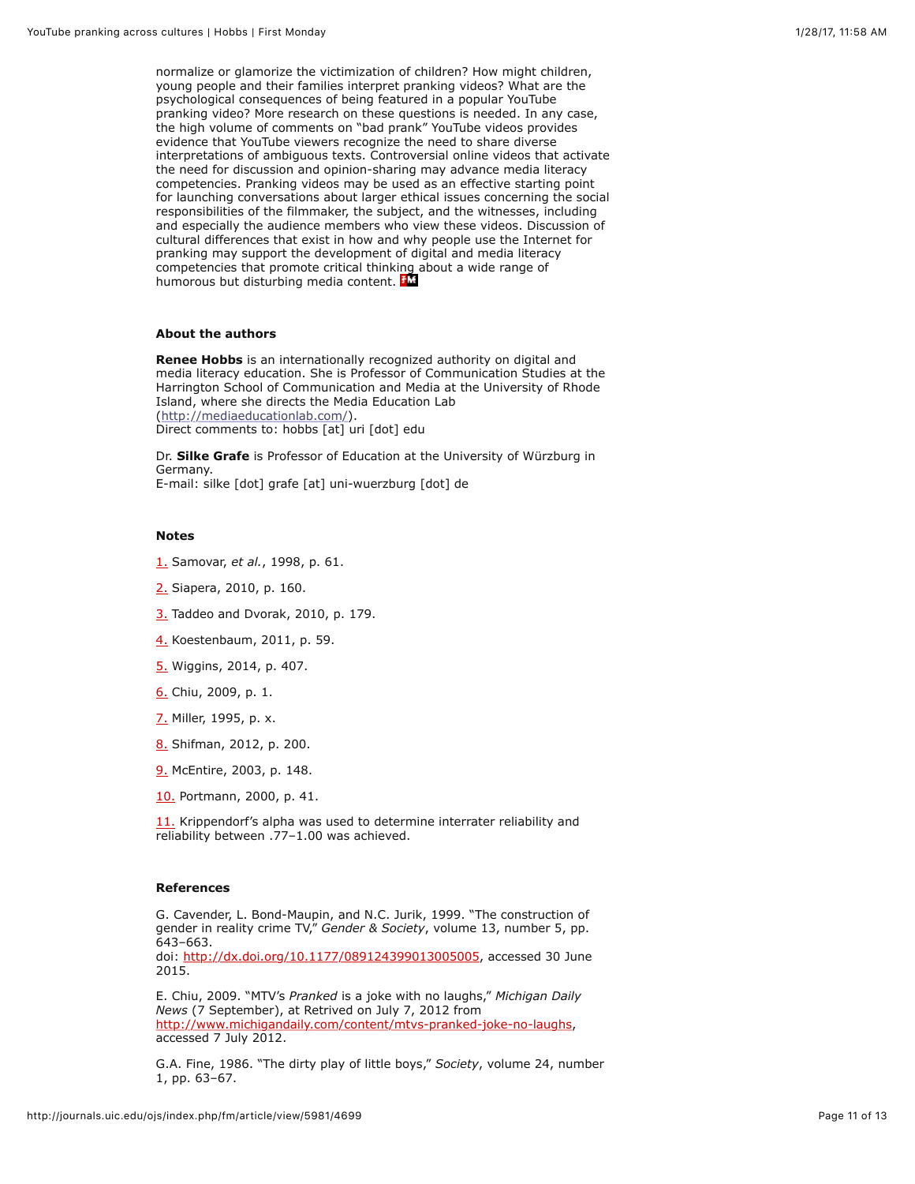normalize or glamorize the victimization of children? How might children, young people and their families interpret pranking videos? What are the psychological consequences of being featured in a popular YouTube pranking video? More research on these questions is needed. In any case, the high volume of comments on "bad prank" YouTube videos provides evidence that YouTube viewers recognize the need to share diverse interpretations of ambiguous texts. Controversial online videos that activate the need for discussion and opinion-sharing may advance media literacy competencies. Pranking videos may be used as an effective starting point for launching conversations about larger ethical issues concerning the social responsibilities of the filmmaker, the subject, and the witnesses, including and especially the audience members who view these videos. Discussion of cultural differences that exist in how and why people use the Internet for pranking may support the development of digital and media literacy competencies that promote critical thinking about a wide range of humorous but disturbing media content.

### About the authors

**Renee Hobbs** is an internationally recognized authority on digital and media literacy education. She is Professor of Communication Studies at the Harrington School of Communication and Media at the University of Rhode Island, where she directs the Media Education Lab (http://mediaeducationlab.com/).
Direct comments to: hobbs [at] uri [dot] edu

Dr. **Silke Grafe** is Professor of Education at the University of Würzburg in Germany.
E-mail: silke [dot] grafe [at] uni-wuerzburg [dot] de

### Notes

1. Samovar, *et al.*, 1998, p. 61.

2. Siapera, 2010, p. 160.

3. Taddeo and Dvorak, 2010, p. 179.

4. Koestenbaum, 2011, p. 59.

5. Wiggins, 2014, p. 407.

6. Chiu, 2009, p. 1.

7. Miller, 1995, p. x.

8. Shifman, 2012, p. 200.

9. McEntire, 2003, p. 148.

10. Portmann, 2000, p. 41.

11. Krippendorf's alpha was used to determine interrater reliability and reliability between .77–1.00 was achieved.

### References

G. Cavender, L. Bond-Maupin, and N.C. Jurik, 1999. "The construction of gender in reality crime TV," *Gender & Society*, volume 13, number 5, pp. 643–663.
doi: http://dx.doi.org/10.1177/089124399013005005, accessed 30 June 2015.

E. Chiu, 2009. "MTV's *Pranked* is a joke with no laughs," *Michigan Daily News* (7 September), at Retrived on July 7, 2012 from http://www.michigandaily.com/content/mtvs-pranked-joke-no-laughs, accessed 7 July 2012.

G.A. Fine, 1986. "The dirty play of little boys," *Society*, volume 24, number 1, pp. 63–67.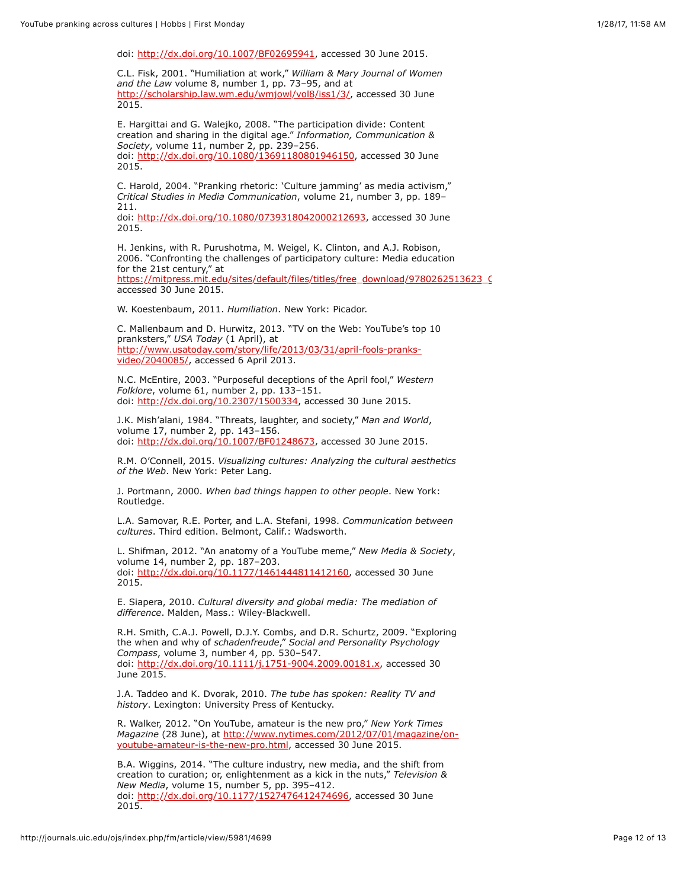doi: http://dx.doi.org/10.1007/BF02695941, accessed 30 June 2015.

C.L. Fisk, 2001. "Humiliation at work," *William & Mary Journal of Women and the Law* volume 8, number 1, pp. 73–95, and at http://scholarship.law.wm.edu/wmjowl/vol8/iss1/3/, accessed 30 June 2015.

E. Hargittai and G. Walejko, 2008. "The participation divide: Content creation and sharing in the digital age." *Information, Communication & Society*, volume 11, number 2, pp. 239–256.
doi: http://dx.doi.org/10.1080/13691180801946150, accessed 30 June 2015.

C. Harold, 2004. "Pranking rhetoric: 'Culture jamming' as media activism," *Critical Studies in Media Communication*, volume 21, number 3, pp. 189–211.
doi: http://dx.doi.org/10.1080/0739318042000212693, accessed 30 June 2015.

H. Jenkins, with R. Purushotma, M. Weigel, K. Clinton, and A.J. Robison, 2006. "Confronting the challenges of participatory culture: Media education for the 21st century," at
https://mitpress.mit.edu/sites/default/files/titles/free_download/9780262513623_C
accessed 30 June 2015.

W. Koestenbaum, 2011. *Humiliation*. New York: Picador.

C. Mallenbaum and D. Hurwitz, 2013. "TV on the Web: YouTube's top 10 pranksters," *USA Today* (1 April), at http://www.usatoday.com/story/life/2013/03/31/april-fools-pranks-video/2040085/, accessed 6 April 2013.

N.C. McEntire, 2003. "Purposeful deceptions of the April fool," *Western Folklore*, volume 61, number 2, pp. 133–151.
doi: http://dx.doi.org/10.2307/1500334, accessed 30 June 2015.

J.K. Mish'alani, 1984. "Threats, laughter, and society," *Man and World*, volume 17, number 2, pp. 143–156.
doi: http://dx.doi.org/10.1007/BF01248673, accessed 30 June 2015.

R.M. O'Connell, 2015. *Visualizing cultures: Analyzing the cultural aesthetics of the Web*. New York: Peter Lang.

J. Portmann, 2000. *When bad things happen to other people*. New York: Routledge.

L.A. Samovar, R.E. Porter, and L.A. Stefani, 1998. *Communication between cultures*. Third edition. Belmont, Calif.: Wadsworth.

L. Shifman, 2012. "An anatomy of a YouTube meme," *New Media & Society*, volume 14, number 2, pp. 187–203.
doi: http://dx.doi.org/10.1177/1461444811412160, accessed 30 June 2015.

E. Siapera, 2010. *Cultural diversity and global media: The mediation of difference*. Malden, Mass.: Wiley-Blackwell.

R.H. Smith, C.A.J. Powell, D.J.Y. Combs, and D.R. Schurtz, 2009. "Exploring the when and why of *schadenfreude*," *Social and Personality Psychology Compass*, volume 3, number 4, pp. 530–547.
doi: http://dx.doi.org/10.1111/j.1751-9004.2009.00181.x, accessed 30 June 2015.

J.A. Taddeo and K. Dvorak, 2010. *The tube has spoken: Reality TV and history*. Lexington: University Press of Kentucky.

R. Walker, 2012. "On YouTube, amateur is the new pro," *New York Times Magazine* (28 June), at http://www.nytimes.com/2012/07/01/magazine/on-youtube-amateur-is-the-new-pro.html, accessed 30 June 2015.

B.A. Wiggins, 2014. "The culture industry, new media, and the shift from creation to curation; or, enlightenment as a kick in the nuts," *Television & New Media*, volume 15, number 5, pp. 395–412.
doi: http://dx.doi.org/10.1177/1527476412474696, accessed 30 June 2015.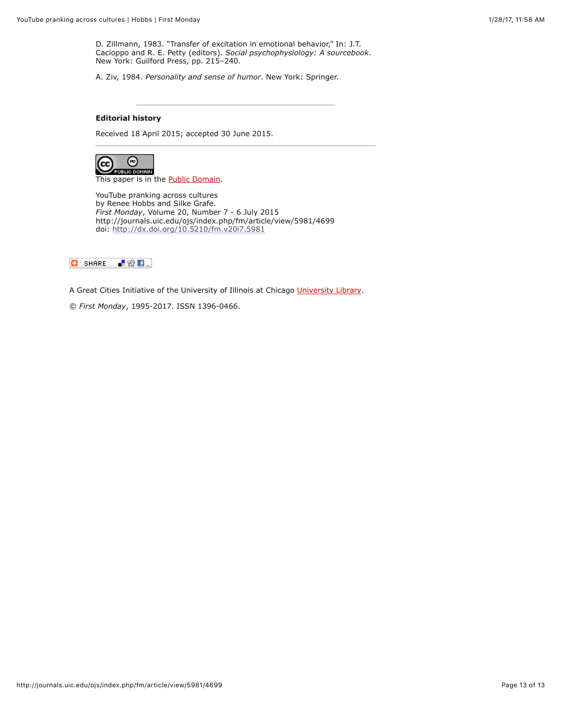D. Zillmann, 1983. "Transfer of excitation in emotional behavior," In: J.T. Cacioppo and R. E. Petty (editors). *Social psychophysiology: A sourcebook*. New York: Guilford Press, pp. 215–240.

A. Ziv, 1984. *Personality and sense of humor*. New York: Springer.

---

**Editorial history**

Received 18 April 2015; accepted 30 June 2015.

---

This paper is in the Public Domain.

YouTube pranking across cultures
by Renee Hobbs and Silke Grafe.
*First Monday*, Volume 20, Number 7 - 6 July 2015
http://journals.uic.edu/ojs/index.php/fm/article/view/5981/4699
doi: http://dx.doi.org/10.5210/fm.v20i7.5981

SHARE

A Great Cities Initiative of the University of Illinois at Chicago University Library.

© *First Monday*, 1995-2017. ISSN 1396-0466.